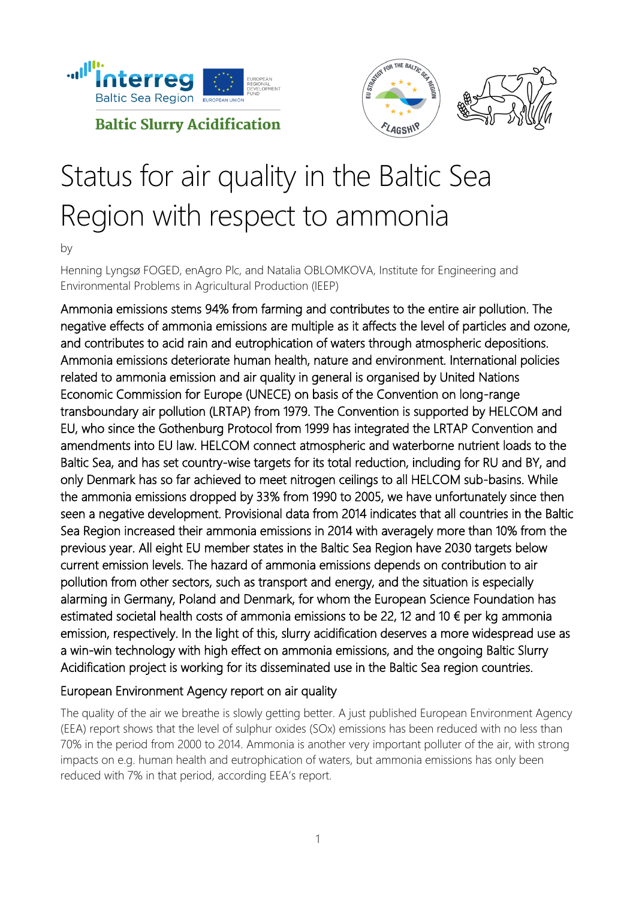Baltic Slurry Acidification

# Status for air quality in the Baltic Sea Region with respect to ammonia

by

Henning Lyngsø FOGED, enAgro Plc, and Natalia OBLOMKOVA, Institute for Engineering and Environmental Problems in Agricultural Production (IEEP)

Ammonia emissions stems 94% from farming and contributes to the entire air pollution. The negative effects of ammonia emissions are multiple as it affects the level of particles and ozone, and contributes to acid rain and eutrophication of waters through atmospheric depositions. Ammonia emissions deteriorate human health, nature and environment. International policies related to ammonia emission and air quality in general is organised by United Nations Economic Commission for Europe (UNECE) on basis of the Convention on long-range transboundary air pollution (LRTAP) from 1979. The Convention is supported by HELCOM and EU, who since the Gothenburg Protocol from 1999 has integrated the LRTAP Convention and amendments into EU law. HELCOM connect atmospheric and waterborne nutrient loads to the Baltic Sea, and has set country-wise targets for its total reduction, including for RU and BY, and only Denmark has so far achieved to meet nitrogen ceilings to all HELCOM sub-basins. While the ammonia emissions dropped by 33% from 1990 to 2005, we have unfortunately since then seen a negative development. Provisional data from 2014 indicates that all countries in the Baltic Sea Region increased their ammonia emissions in 2014 with averagely more than 10% from the previous year. All eight EU member states in the Baltic Sea Region have 2030 targets below current emission levels. The hazard of ammonia emissions depends on contribution to air pollution from other sectors, such as transport and energy, and the situation is especially alarming in Germany, Poland and Denmark, for whom the European Science Foundation has estimated societal health costs of ammonia emissions to be 22, 12 and 10 € per kg ammonia emission, respectively. In the light of this, slurry acidification deserves a more widespread use as a win-win technology with high effect on ammonia emissions, and the ongoing Baltic Slurry Acidification project is working for its disseminated use in the Baltic Sea region countries.

## European Environment Agency report on air quality

The quality of the air we breathe is slowly getting better. A just published European Environment Agency (EEA) report shows that the level of sulphur oxides (SOx) emissions has been reduced with no less than 70% in the period from 2000 to 2014. Ammonia is another very important polluter of the air, with strong impacts on e.g. human health and eutrophication of waters, but ammonia emissions has only been reduced with 7% in that period, according EEA's report.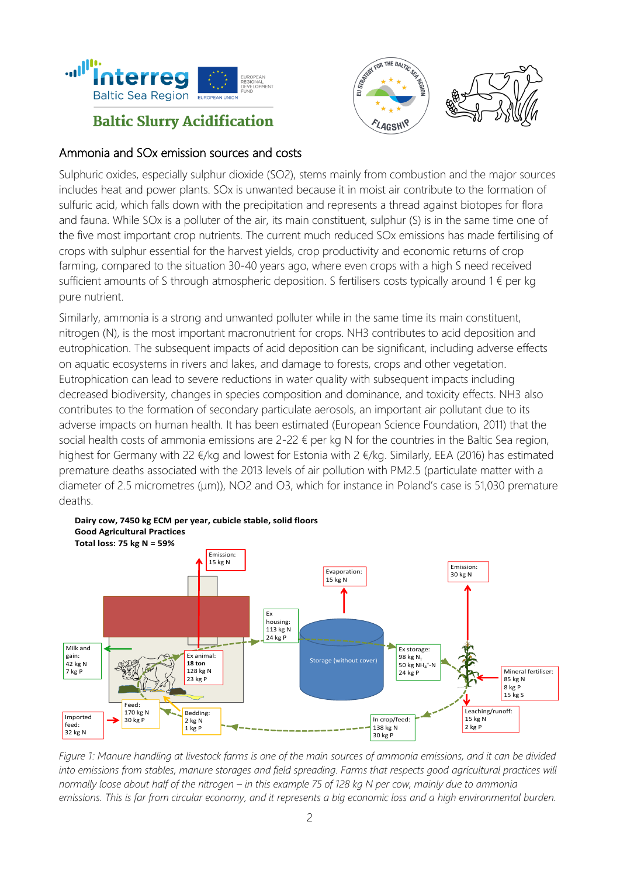## Ammonia and SOx emission sources and costs

Sulphuric oxides, especially sulphur dioxide (SO2), stems mainly from combustion and the major sources includes heat and power plants. SOx is unwanted because it in moist air contribute to the formation of sulfuric acid, which falls down with the precipitation and represents a thread against biotopes for flora and fauna. While SOx is a polluter of the air, its main constituent, sulphur (S) is in the same time one of the five most important crop nutrients. The current much reduced SOx emissions has made fertilising of crops with sulphur essential for the harvest yields, crop productivity and economic returns of crop farming, compared to the situation 30-40 years ago, where even crops with a high S need received sufficient amounts of S through atmospheric deposition. S fertilisers costs typically around 1 € per kg pure nutrient.

Similarly, ammonia is a strong and unwanted polluter while in the same time its main constituent, nitrogen (N), is the most important macronutrient for crops. NH3 contributes to acid deposition and eutrophication. The subsequent impacts of acid deposition can be significant, including adverse effects on aquatic ecosystems in rivers and lakes, and damage to forests, crops and other vegetation. Eutrophication can lead to severe reductions in water quality with subsequent impacts including decreased biodiversity, changes in species composition and dominance, and toxicity effects. NH3 also contributes to the formation of secondary particulate aerosols, an important air pollutant due to its adverse impacts on human health. It has been estimated (European Science Foundation, 2011) that the social health costs of ammonia emissions are 2-22 € per kg N for the countries in the Baltic Sea region, highest for Germany with 22 €/kg and lowest for Estonia with 2 €/kg. Similarly, EEA (2016) has estimated premature deaths associated with the 2013 levels of air pollution with PM2.5 (particulate matter with a diameter of 2.5 micrometres (µm)), NO2 and O3, which for instance in Poland's case is 51,030 premature deaths.

**Dairy cow, 7450 kg ECM per year, cubicle stable, solid floors**
**Good Agricultural Practices**
**Total loss: 75 kg N = 59%**

*Figure 1: Manure handling at livestock farms is one of the main sources of ammonia emissions, and it can be divided into emissions from stables, manure storages and field spreading. Farms that respects good agricultural practices will normally loose about half of the nitrogen – in this example 75 of 128 kg N per cow, mainly due to ammonia emissions. This is far from circular economy, and it represents a big economic loss and a high environmental burden.*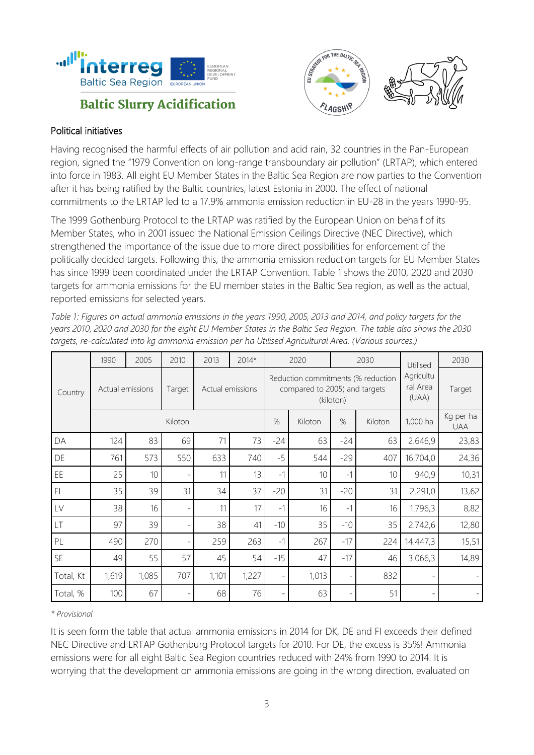## Political initiatives

Having recognised the harmful effects of air pollution and acid rain, 32 countries in the Pan-European region, signed the "1979 Convention on long-range transboundary air pollution" (LRTAP), which entered into force in 1983. All eight EU Member States in the Baltic Sea Region are now parties to the Convention after it has being ratified by the Baltic countries, latest Estonia in 2000. The effect of national commitments to the LRTAP led to a 17.9% ammonia emission reduction in EU-28 in the years 1990-95.

The 1999 Gothenburg Protocol to the LRTAP was ratified by the European Union on behalf of its Member States, who in 2001 issued the National Emission Ceilings Directive (NEC Directive), which strengthened the importance of the issue due to more direct possibilities for enforcement of the politically decided targets. Following this, the ammonia emission reduction targets for EU Member States has since 1999 been coordinated under the LRTAP Convention. Table 1 shows the 2010, 2020 and 2030 targets for ammonia emissions for the EU member states in the Baltic Sea region, as well as the actual, reported emissions for selected years.

*Table 1: Figures on actual ammonia emissions in the years 1990, 2005, 2013 and 2014, and policy targets for the years 2010, 2020 and 2030 for the eight EU Member States in the Baltic Sea Region. The table also shows the 2030 targets, re-calculated into kg ammonia emission per ha Utilised Agricultural Area. (Various sources.)*

| Country | 1990 | 2005 | 2010 | 2013 | 2014* | 2020 | | 2030 | | Utilised Agricultural Area (UAA) | 2030 |
|---|---|---|---|---|---|---|---|---|---|---|---|
| | Actual emissions | | Target | Actual emissions | | Reduction commitments (% reduction compared to 2005) and targets (kiloton) | | | | | Target |
| | Kiloton | | | | | % | Kiloton | % | Kiloton | 1,000 ha | Kg per ha UAA |
| DA | 124 | 83 | 69 | 71 | 73 | -24 | 63 | -24 | 63 | 2.646,9 | 23,83 |
| DE | 761 | 573 | 550 | 633 | 740 | -5 | 544 | -29 | 407 | 16.704,0 | 24,36 |
| EE | 25 | 10 | - | 11 | 13 | -1 | 10 | -1 | 10 | 940,9 | 10,31 |
| FI | 35 | 39 | 31 | 34 | 37 | -20 | 31 | -20 | 31 | 2.291,0 | 13,62 |
| LV | 38 | 16 | - | 11 | 17 | -1 | 16 | -1 | 16 | 1.796,3 | 8,82 |
| LT | 97 | 39 | - | 38 | 41 | -10 | 35 | -10 | 35 | 2.742,6 | 12,80 |
| PL | 490 | 270 | - | 259 | 263 | -1 | 267 | -17 | 224 | 14.447,3 | 15,51 |
| SE | 49 | 55 | 57 | 45 | 54 | -15 | 47 | -17 | 46 | 3.066,3 | 14,89 |
| Total, Kt | 1,619 | 1,085 | 707 | 1,101 | 1,227 | - | 1,013 | - | 832 | - | - |
| Total, % | 100 | 67 | - | 68 | 76 | - | 63 | - | 51 | - | - |

*\* Provisional*

It is seen form the table that actual ammonia emissions in 2014 for DK, DE and FI exceeds their defined NEC Directive and LRTAP Gothenburg Protocol targets for 2010. For DE, the excess is 35%! Ammonia emissions were for all eight Baltic Sea Region countries reduced with 24% from 1990 to 2014. It is worrying that the development on ammonia emissions are going in the wrong direction, evaluated on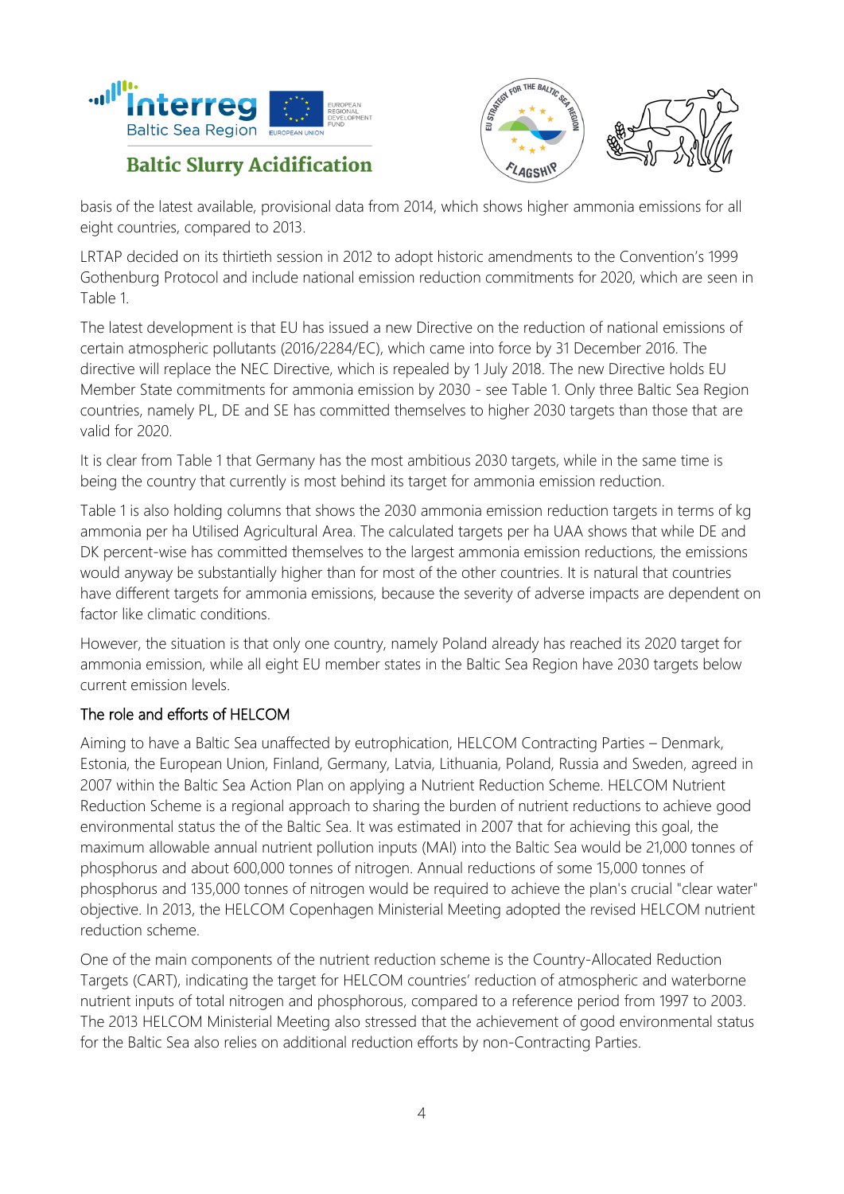basis of the latest available, provisional data from 2014, which shows higher ammonia emissions for all eight countries, compared to 2013.

LRTAP decided on its thirtieth session in 2012 to adopt historic amendments to the Convention's 1999 Gothenburg Protocol and include national emission reduction commitments for 2020, which are seen in Table 1.

The latest development is that EU has issued a new Directive on the reduction of national emissions of certain atmospheric pollutants (2016/2284/EC), which came into force by 31 December 2016. The directive will replace the NEC Directive, which is repealed by 1 July 2018. The new Directive holds EU Member State commitments for ammonia emission by 2030 - see Table 1. Only three Baltic Sea Region countries, namely PL, DE and SE has committed themselves to higher 2030 targets than those that are valid for 2020.

It is clear from Table 1 that Germany has the most ambitious 2030 targets, while in the same time is being the country that currently is most behind its target for ammonia emission reduction.

Table 1 is also holding columns that shows the 2030 ammonia emission reduction targets in terms of kg ammonia per ha Utilised Agricultural Area. The calculated targets per ha UAA shows that while DE and DK percent-wise has committed themselves to the largest ammonia emission reductions, the emissions would anyway be substantially higher than for most of the other countries. It is natural that countries have different targets for ammonia emissions, because the severity of adverse impacts are dependent on factor like climatic conditions.

However, the situation is that only one country, namely Poland already has reached its 2020 target for ammonia emission, while all eight EU member states in the Baltic Sea Region have 2030 targets below current emission levels.

### The role and efforts of HELCOM

Aiming to have a Baltic Sea unaffected by eutrophication, HELCOM Contracting Parties – Denmark, Estonia, the European Union, Finland, Germany, Latvia, Lithuania, Poland, Russia and Sweden, agreed in 2007 within the Baltic Sea Action Plan on applying a Nutrient Reduction Scheme. HELCOM Nutrient Reduction Scheme is a regional approach to sharing the burden of nutrient reductions to achieve good environmental status the of the Baltic Sea. It was estimated in 2007 that for achieving this goal, the maximum allowable annual nutrient pollution inputs (MAI) into the Baltic Sea would be 21,000 tonnes of phosphorus and about 600,000 tonnes of nitrogen. Annual reductions of some 15,000 tonnes of phosphorus and 135,000 tonnes of nitrogen would be required to achieve the plan's crucial "clear water" objective. In 2013, the HELCOM Copenhagen Ministerial Meeting adopted the revised HELCOM nutrient reduction scheme.

One of the main components of the nutrient reduction scheme is the Country-Allocated Reduction Targets (CART), indicating the target for HELCOM countries' reduction of atmospheric and waterborne nutrient inputs of total nitrogen and phosphorous, compared to a reference period from 1997 to 2003. The 2013 HELCOM Ministerial Meeting also stressed that the achievement of good environmental status for the Baltic Sea also relies on additional reduction efforts by non-Contracting Parties.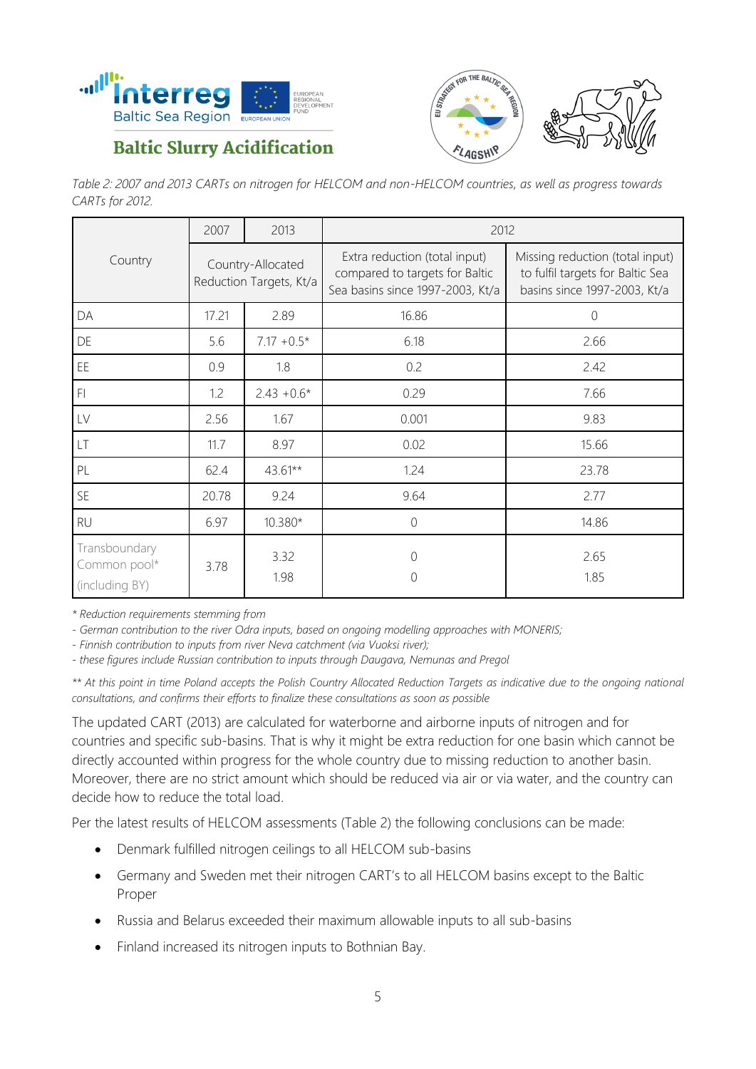*Table 2: 2007 and 2013 CARTs on nitrogen for HELCOM and non-HELCOM countries, as well as progress towards CARTs for 2012.*

| Country | 2007 | 2013 | 2012 | |
|---|---|---|---|---|
| | Country-Allocated Reduction Targets, Kt/a | | Extra reduction (total input) compared to targets for Baltic Sea basins since 1997-2003, Kt/a | Missing reduction (total input) to fulfil targets for Baltic Sea basins since 1997-2003, Kt/a |
| DA | 17.21 | 2.89 | 16.86 | 0 |
| DE | 5.6 | 7.17 +0.5* | 6.18 | 2.66 |
| EE | 0.9 | 1.8 | 0.2 | 2.42 |
| FI | 1.2 | 2.43 +0.6* | 0.29 | 7.66 |
| LV | 2.56 | 1.67 | 0.001 | 9.83 |
| LT | 11.7 | 8.97 | 0.02 | 15.66 |
| PL | 62.4 | 43.61** | 1.24 | 23.78 |
| SE | 20.78 | 9.24 | 9.64 | 2.77 |
| RU | 6.97 | 10.380* | 0 | 14.86 |
| Transboundary Common pool* (including BY) | 3.78 | 3.32<br>1.98 | 0<br>0 | 2.65<br>1.85 |

*\* Reduction requirements stemming from*

*- German contribution to the river Odra inputs, based on ongoing modelling approaches with MONERIS;*

*- Finnish contribution to inputs from river Neva catchment (via Vuoksi river);*

*- these figures include Russian contribution to inputs through Daugava, Nemunas and Pregol*

*\*\* At this point in time Poland accepts the Polish Country Allocated Reduction Targets as indicative due to the ongoing national consultations, and confirms their efforts to finalize these consultations as soon as possible*

The updated CART (2013) are calculated for waterborne and airborne inputs of nitrogen and for countries and specific sub-basins. That is why it might be extra reduction for one basin which cannot be directly accounted within progress for the whole country due to missing reduction to another basin. Moreover, there are no strict amount which should be reduced via air or via water, and the country can decide how to reduce the total load.

Per the latest results of HELCOM assessments (Table 2) the following conclusions can be made:

- Denmark fulfilled nitrogen ceilings to all HELCOM sub-basins
- Germany and Sweden met their nitrogen CART's to all HELCOM basins except to the Baltic Proper
- Russia and Belarus exceeded their maximum allowable inputs to all sub-basins
- Finland increased its nitrogen inputs to Bothnian Bay.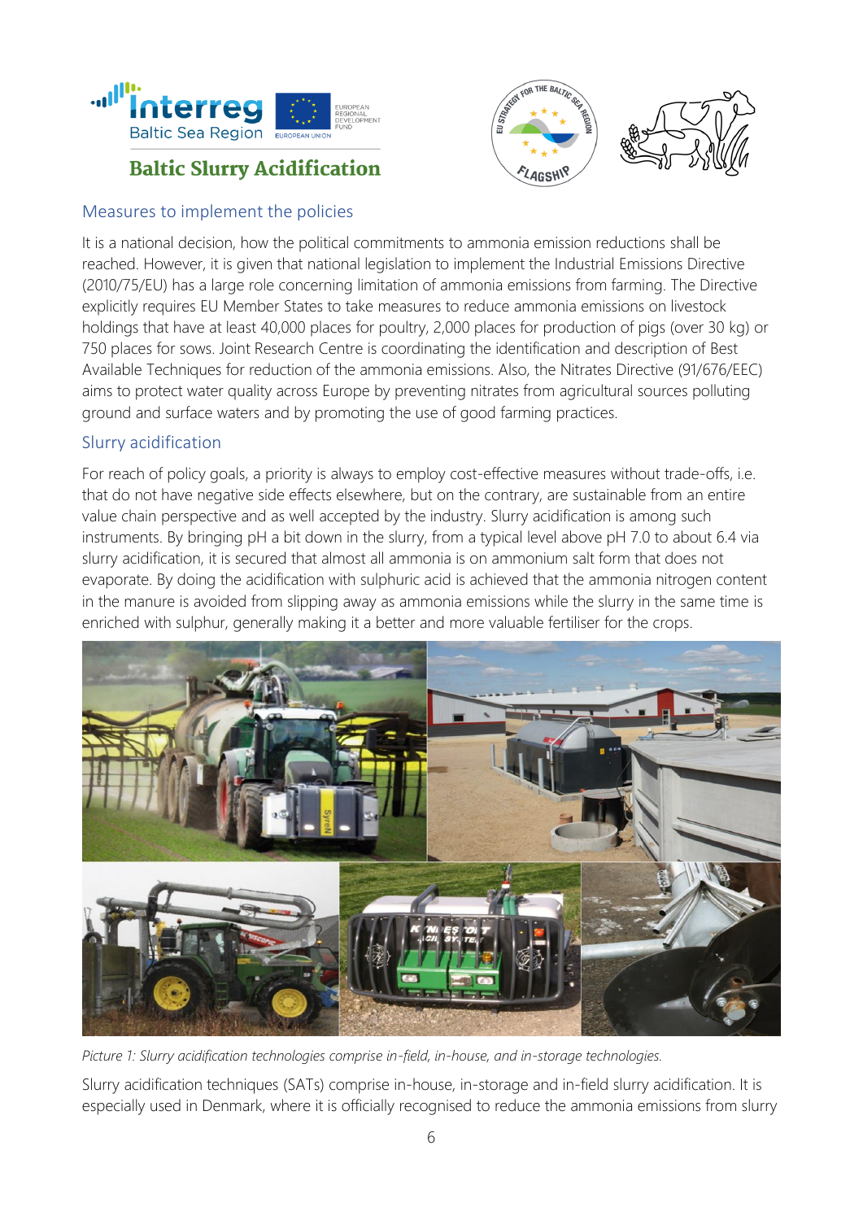## Measures to implement the policies

It is a national decision, how the political commitments to ammonia emission reductions shall be reached. However, it is given that national legislation to implement the Industrial Emissions Directive (2010/75/EU) has a large role concerning limitation of ammonia emissions from farming. The Directive explicitly requires EU Member States to take measures to reduce ammonia emissions on livestock holdings that have at least 40,000 places for poultry, 2,000 places for production of pigs (over 30 kg) or 750 places for sows. Joint Research Centre is coordinating the identification and description of Best Available Techniques for reduction of the ammonia emissions. Also, the Nitrates Directive (91/676/EEC) aims to protect water quality across Europe by preventing nitrates from agricultural sources polluting ground and surface waters and by promoting the use of good farming practices.

## Slurry acidification

For reach of policy goals, a priority is always to employ cost-effective measures without trade-offs, i.e. that do not have negative side effects elsewhere, but on the contrary, are sustainable from an entire value chain perspective and as well accepted by the industry. Slurry acidification is among such instruments. By bringing pH a bit down in the slurry, from a typical level above pH 7.0 to about 6.4 via slurry acidification, it is secured that almost all ammonia is on ammonium salt form that does not evaporate. By doing the acidification with sulphuric acid is achieved that the ammonia nitrogen content in the manure is avoided from slipping away as ammonia emissions while the slurry in the same time is enriched with sulphur, generally making it a better and more valuable fertiliser for the crops.

*Picture 1: Slurry acidification technologies comprise in-field, in-house, and in-storage technologies.*

Slurry acidification techniques (SATs) comprise in-house, in-storage and in-field slurry acidification. It is especially used in Denmark, where it is officially recognised to reduce the ammonia emissions from slurry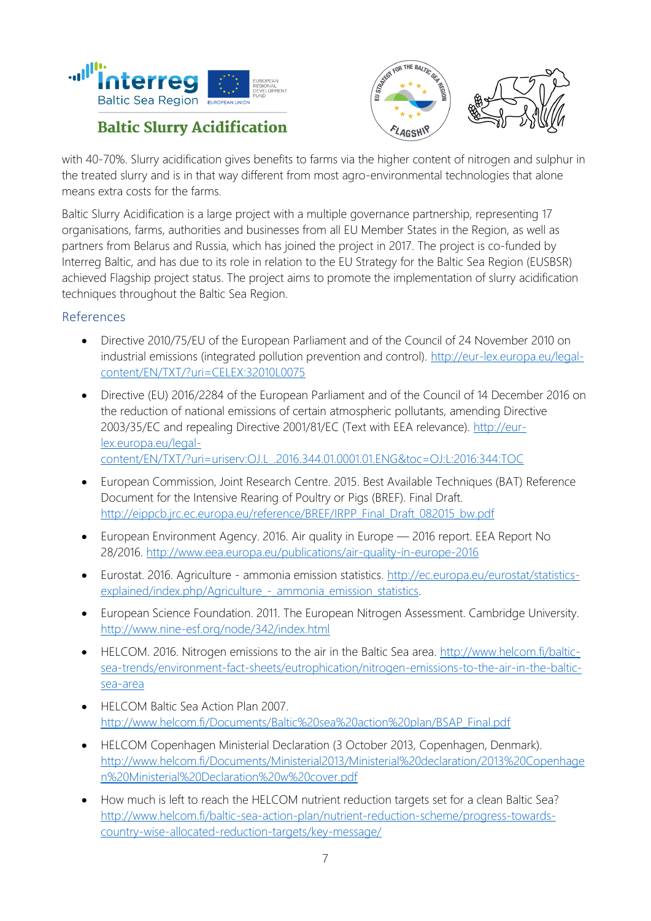with 40-70%. Slurry acidification gives benefits to farms via the higher content of nitrogen and sulphur in the treated slurry and is in that way different from most agro-environmental technologies that alone means extra costs for the farms.

Baltic Slurry Acidification is a large project with a multiple governance partnership, representing 17 organisations, farms, authorities and businesses from all EU Member States in the Region, as well as partners from Belarus and Russia, which has joined the project in 2017. The project is co-funded by Interreg Baltic, and has due to its role in relation to the EU Strategy for the Baltic Sea Region (EUSBSR) achieved Flagship project status. The project aims to promote the implementation of slurry acidification techniques throughout the Baltic Sea Region.

## References

- Directive 2010/75/EU of the European Parliament and of the Council of 24 November 2010 on industrial emissions (integrated pollution prevention and control). http://eur-lex.europa.eu/legal-content/EN/TXT/?uri=CELEX:32010L0075
- Directive (EU) 2016/2284 of the European Parliament and of the Council of 14 December 2016 on the reduction of national emissions of certain atmospheric pollutants, amending Directive 2003/35/EC and repealing Directive 2001/81/EC (Text with EEA relevance). http://eur-lex.europa.eu/legal-content/EN/TXT/?uri=uriserv:OJ.L_.2016.344.01.0001.01.ENG&toc=OJ:L:2016:344:TOC
- European Commission, Joint Research Centre. 2015. Best Available Techniques (BAT) Reference Document for the Intensive Rearing of Poultry or Pigs (BREF). Final Draft. http://eippcb.jrc.ec.europa.eu/reference/BREF/IRPP_Final_Draft_082015_bw.pdf
- European Environment Agency. 2016. Air quality in Europe — 2016 report. EEA Report No 28/2016. http://www.eea.europa.eu/publications/air-quality-in-europe-2016
- Eurostat. 2016. Agriculture - ammonia emission statistics. http://ec.europa.eu/eurostat/statistics-explained/index.php/Agriculture_-_ammonia_emission_statistics.
- European Science Foundation. 2011. The European Nitrogen Assessment. Cambridge University. http://www.nine-esf.org/node/342/index.html
- HELCOM. 2016. Nitrogen emissions to the air in the Baltic Sea area. http://www.helcom.fi/baltic-sea-trends/environment-fact-sheets/eutrophication/nitrogen-emissions-to-the-air-in-the-baltic-sea-area
- HELCOM Baltic Sea Action Plan 2007. http://www.helcom.fi/Documents/Baltic%20sea%20action%20plan/BSAP_Final.pdf
- HELCOM Copenhagen Ministerial Declaration (3 October 2013, Copenhagen, Denmark). http://www.helcom.fi/Documents/Ministerial2013/Ministerial%20declaration/2013%20Copenhagen%20Ministerial%20Declaration%20w%20cover.pdf
- How much is left to reach the HELCOM nutrient reduction targets set for a clean Baltic Sea? http://www.helcom.fi/baltic-sea-action-plan/nutrient-reduction-scheme/progress-towards-country-wise-allocated-reduction-targets/key-message/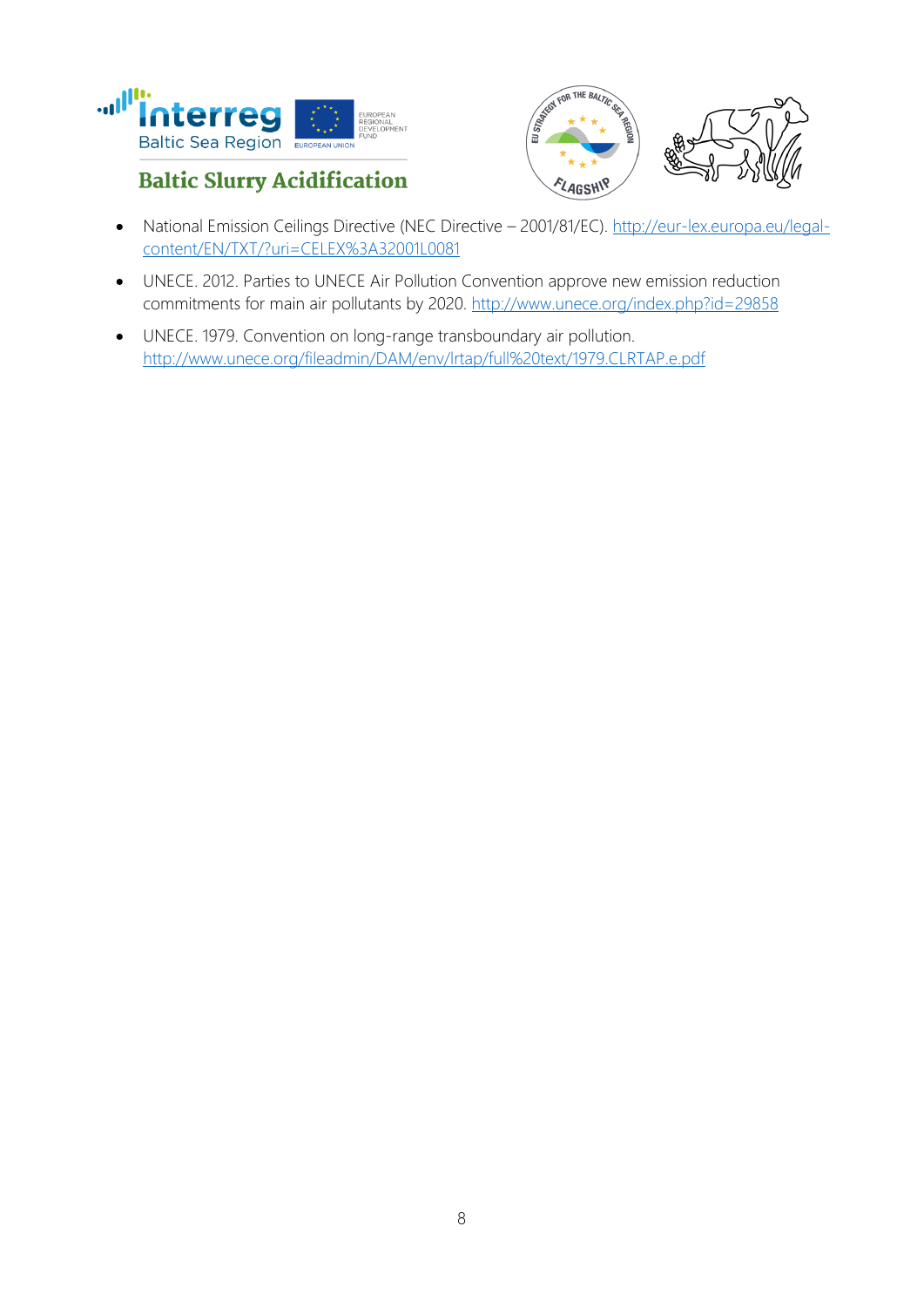- National Emission Ceilings Directive (NEC Directive – 2001/81/EC). http://eur-lex.europa.eu/legal-content/EN/TXT/?uri=CELEX%3A32001L0081
- UNECE. 2012. Parties to UNECE Air Pollution Convention approve new emission reduction commitments for main air pollutants by 2020. http://www.unece.org/index.php?id=29858
- UNECE. 1979. Convention on long-range transboundary air pollution. http://www.unece.org/fileadmin/DAM/env/lrtap/full%20text/1979.CLRTAP.e.pdf